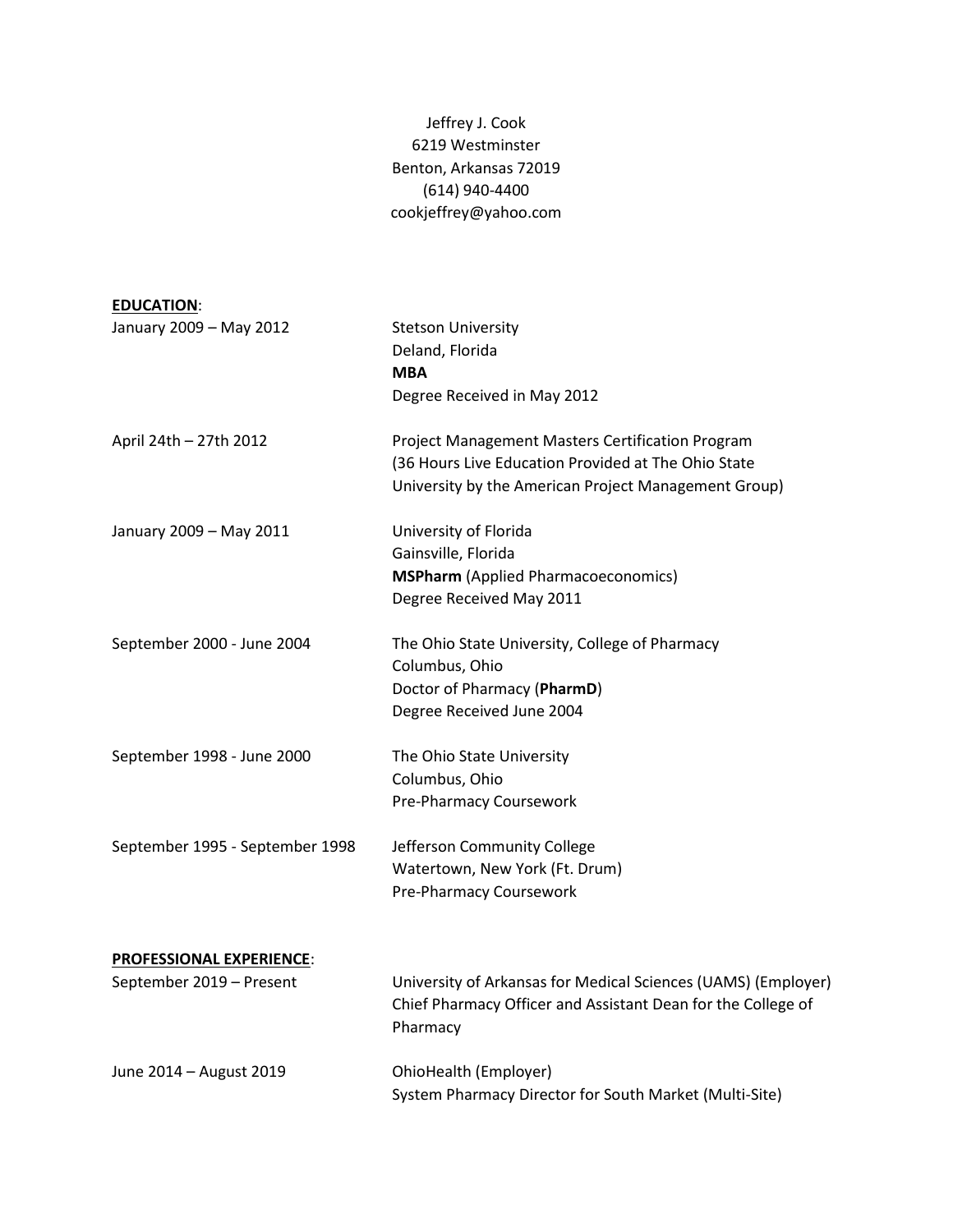Jeffrey J. Cook
6219 Westminster
Benton, Arkansas 72019
(614) 940-4400
cookjeffrey@yahoo.com

## EDUCATION:

| | |
|---|---|
| January 2009 – May 2012 | Stetson University<br>Deland, Florida<br>**MBA**<br>Degree Received in May 2012 |
| April 24th – 27th 2012 | Project Management Masters Certification Program<br>(36 Hours Live Education Provided at The Ohio State University by the American Project Management Group) |
| January 2009 – May 2011 | University of Florida<br>Gainsville, Florida<br>**MSPharm** (Applied Pharmacoeconomics)<br>Degree Received May 2011 |
| September 2000 - June 2004 | The Ohio State University, College of Pharmacy<br>Columbus, Ohio<br>Doctor of Pharmacy (**PharmD**)<br>Degree Received June 2004 |
| September 1998 - June 2000 | The Ohio State University<br>Columbus, Ohio<br>Pre-Pharmacy Coursework |
| September 1995 - September 1998 | Jefferson Community College<br>Watertown, New York (Ft. Drum)<br>Pre-Pharmacy Coursework |

## PROFESSIONAL EXPERIENCE:

| | |
|---|---|
| September 2019 – Present | University of Arkansas for Medical Sciences (UAMS) (Employer)<br>Chief Pharmacy Officer and Assistant Dean for the College of Pharmacy |
| June 2014 – August 2019 | OhioHealth (Employer)<br>System Pharmacy Director for South Market (Multi-Site) |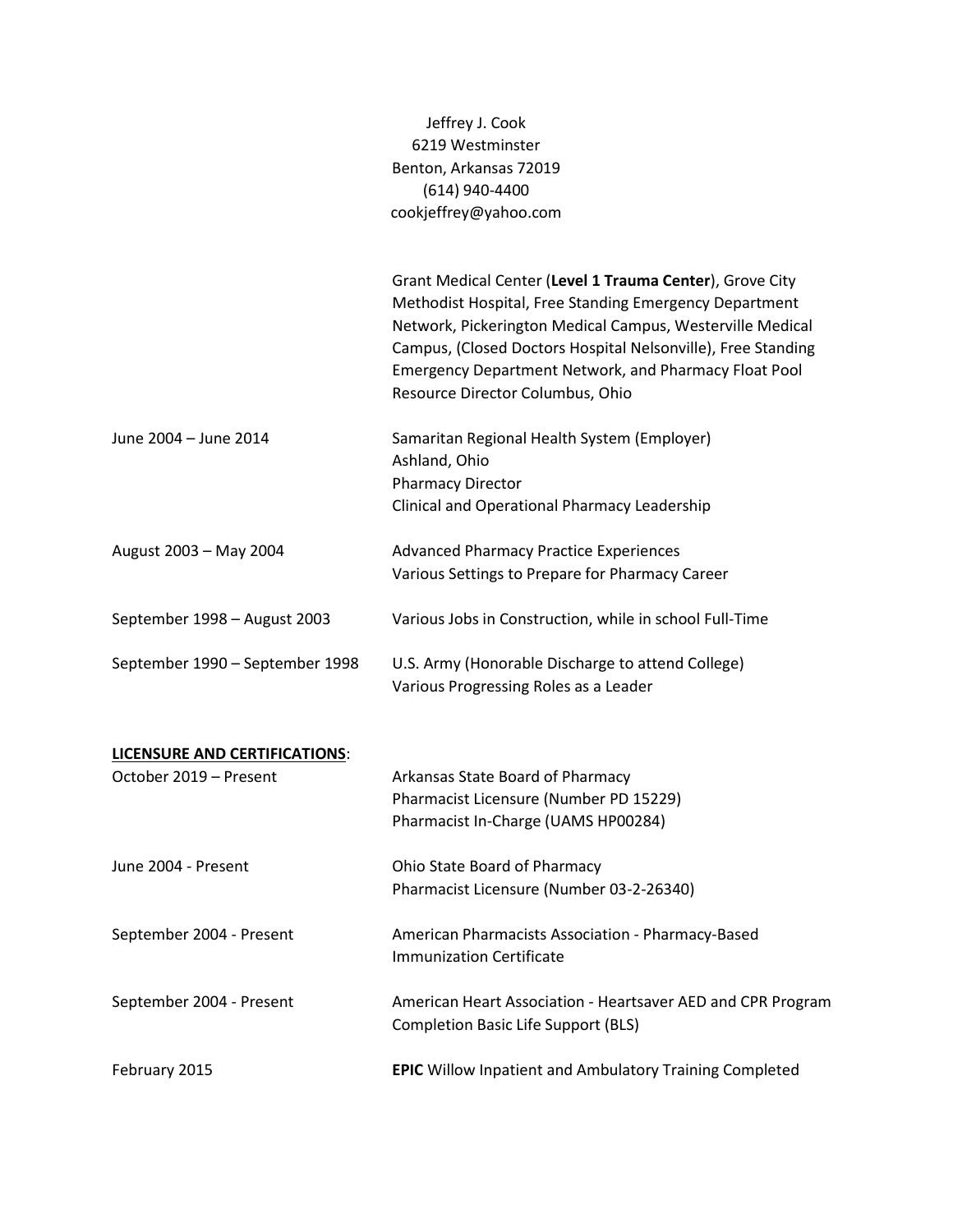Jeffrey J. Cook
6219 Westminster
Benton, Arkansas 72019
(614) 940-4400
cookjeffrey@yahoo.com

| | |
|---|---|
| | Grant Medical Center (**Level 1 Trauma Center**), Grove City Methodist Hospital, Free Standing Emergency Department Network, Pickerington Medical Campus, Westerville Medical Campus, (Closed Doctors Hospital Nelsonville), Free Standing Emergency Department Network, and Pharmacy Float Pool Resource Director Columbus, Ohio |
| June 2004 – June 2014 | Samaritan Regional Health System (Employer)<br>Ashland, Ohio<br>Pharmacy Director<br>Clinical and Operational Pharmacy Leadership |
| August 2003 – May 2004 | Advanced Pharmacy Practice Experiences<br>Various Settings to Prepare for Pharmacy Career |
| September 1998 – August 2003 | Various Jobs in Construction, while in school Full-Time |
| September 1990 – September 1998 | U.S. Army (Honorable Discharge to attend College)<br>Various Progressing Roles as a Leader |

**LICENSURE AND CERTIFICATIONS**:

| | |
|---|---|
| October 2019 – Present | Arkansas State Board of Pharmacy<br>Pharmacist Licensure (Number PD 15229)<br>Pharmacist In-Charge (UAMS HP00284) |
| June 2004 - Present | Ohio State Board of Pharmacy<br>Pharmacist Licensure (Number 03-2-26340) |
| September 2004 - Present | American Pharmacists Association - Pharmacy-Based Immunization Certificate |
| September 2004 - Present | American Heart Association - Heartsaver AED and CPR Program Completion Basic Life Support (BLS) |
| February 2015 | **EPIC** Willow Inpatient and Ambulatory Training Completed |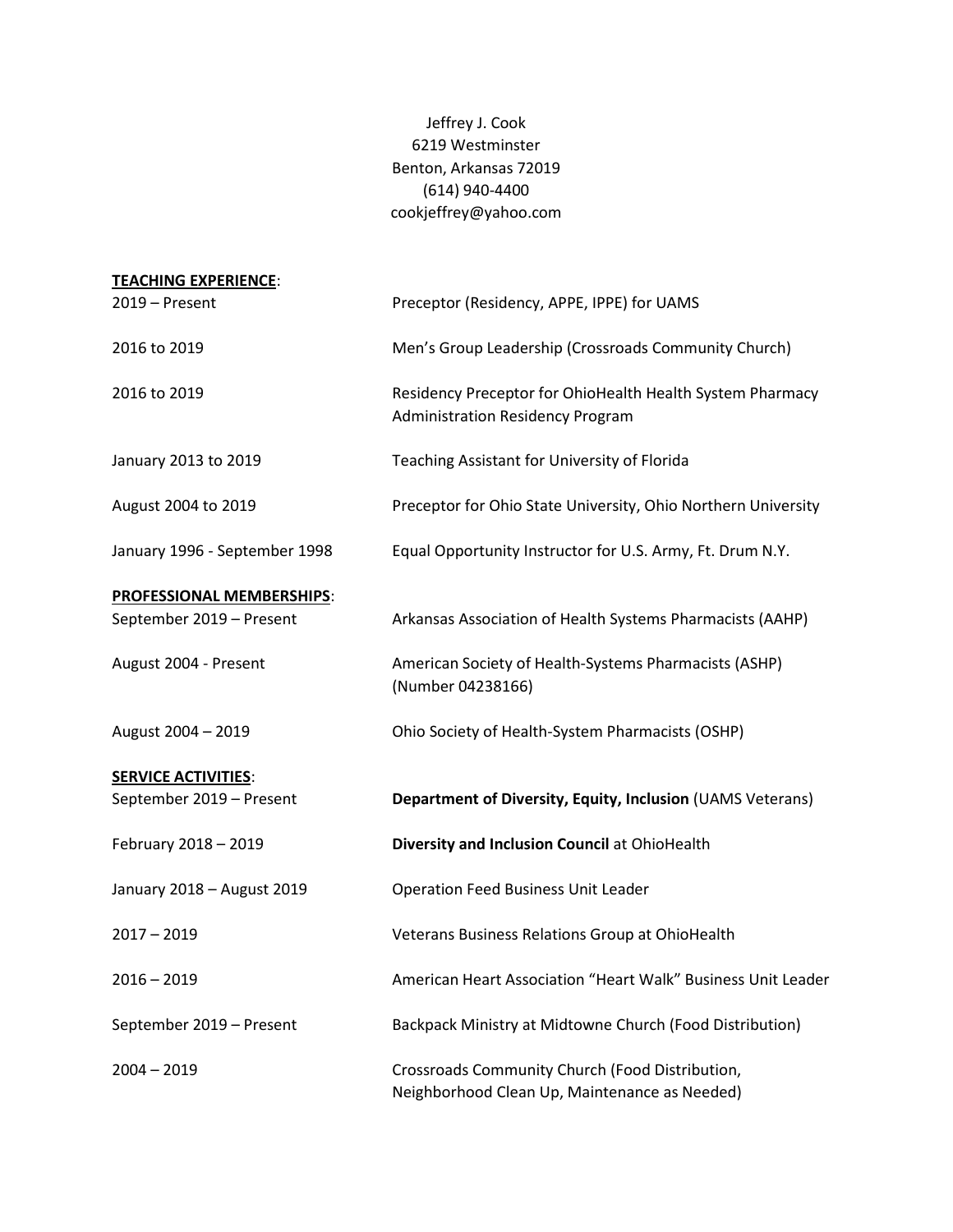Jeffrey J. Cook
6219 Westminster
Benton, Arkansas 72019
(614) 940-4400
cookjeffrey@yahoo.com

**TEACHING EXPERIENCE**:

| | |
|---|---|
| 2019 – Present | Preceptor (Residency, APPE, IPPE) for UAMS |
| 2016 to 2019 | Men's Group Leadership (Crossroads Community Church) |
| 2016 to 2019 | Residency Preceptor for OhioHealth Health System Pharmacy Administration Residency Program |
| January 2013 to 2019 | Teaching Assistant for University of Florida |
| August 2004 to 2019 | Preceptor for Ohio State University, Ohio Northern University |
| January 1996 - September 1998 | Equal Opportunity Instructor for U.S. Army, Ft. Drum N.Y. |

**PROFESSIONAL MEMBERSHIPS**:

| | |
|---|---|
| September 2019 – Present | Arkansas Association of Health Systems Pharmacists (AAHP) |
| August 2004 - Present | American Society of Health-Systems Pharmacists (ASHP) (Number 04238166) |
| August 2004 – 2019 | Ohio Society of Health-System Pharmacists (OSHP) |

**SERVICE ACTIVITIES**:

| | |
|---|---|
| September 2019 – Present | **Department of Diversity, Equity, Inclusion** (UAMS Veterans) |
| February 2018 – 2019 | **Diversity and Inclusion Council** at OhioHealth |
| January 2018 – August 2019 | Operation Feed Business Unit Leader |
| 2017 – 2019 | Veterans Business Relations Group at OhioHealth |
| 2016 – 2019 | American Heart Association "Heart Walk" Business Unit Leader |
| September 2019 – Present | Backpack Ministry at Midtowne Church (Food Distribution) |
| 2004 – 2019 | Crossroads Community Church (Food Distribution, Neighborhood Clean Up, Maintenance as Needed) |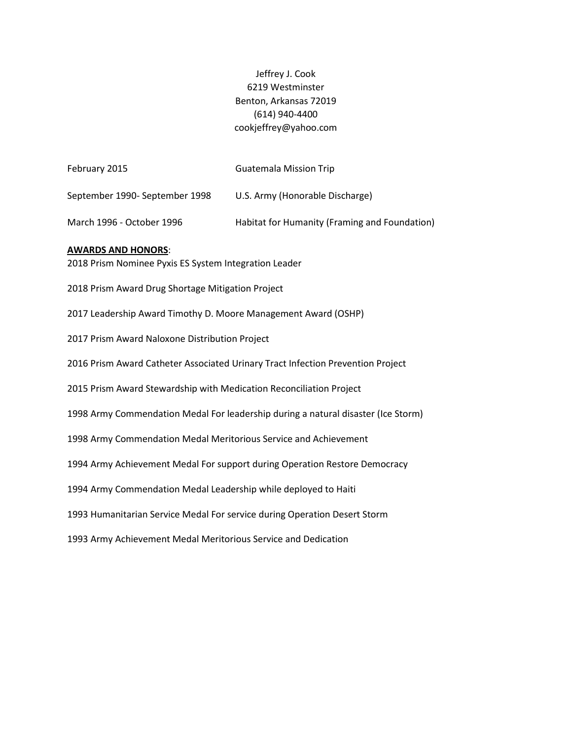Jeffrey J. Cook
6219 Westminster
Benton, Arkansas 72019
(614) 940-4400
cookjeffrey@yahoo.com

| | |
|---|---|
| February 2015 | Guatemala Mission Trip |
| September 1990- September 1998 | U.S. Army (Honorable Discharge) |
| March 1996 - October 1996 | Habitat for Humanity (Framing and Foundation) |

**AWARDS AND HONORS**:

2018 Prism Nominee Pyxis ES System Integration Leader

2018 Prism Award Drug Shortage Mitigation Project

2017 Leadership Award Timothy D. Moore Management Award (OSHP)

2017 Prism Award Naloxone Distribution Project

2016 Prism Award Catheter Associated Urinary Tract Infection Prevention Project

2015 Prism Award Stewardship with Medication Reconciliation Project

1998 Army Commendation Medal For leadership during a natural disaster (Ice Storm)

1998 Army Commendation Medal Meritorious Service and Achievement

1994 Army Achievement Medal For support during Operation Restore Democracy

1994 Army Commendation Medal Leadership while deployed to Haiti

1993 Humanitarian Service Medal For service during Operation Desert Storm

1993 Army Achievement Medal Meritorious Service and Dedication